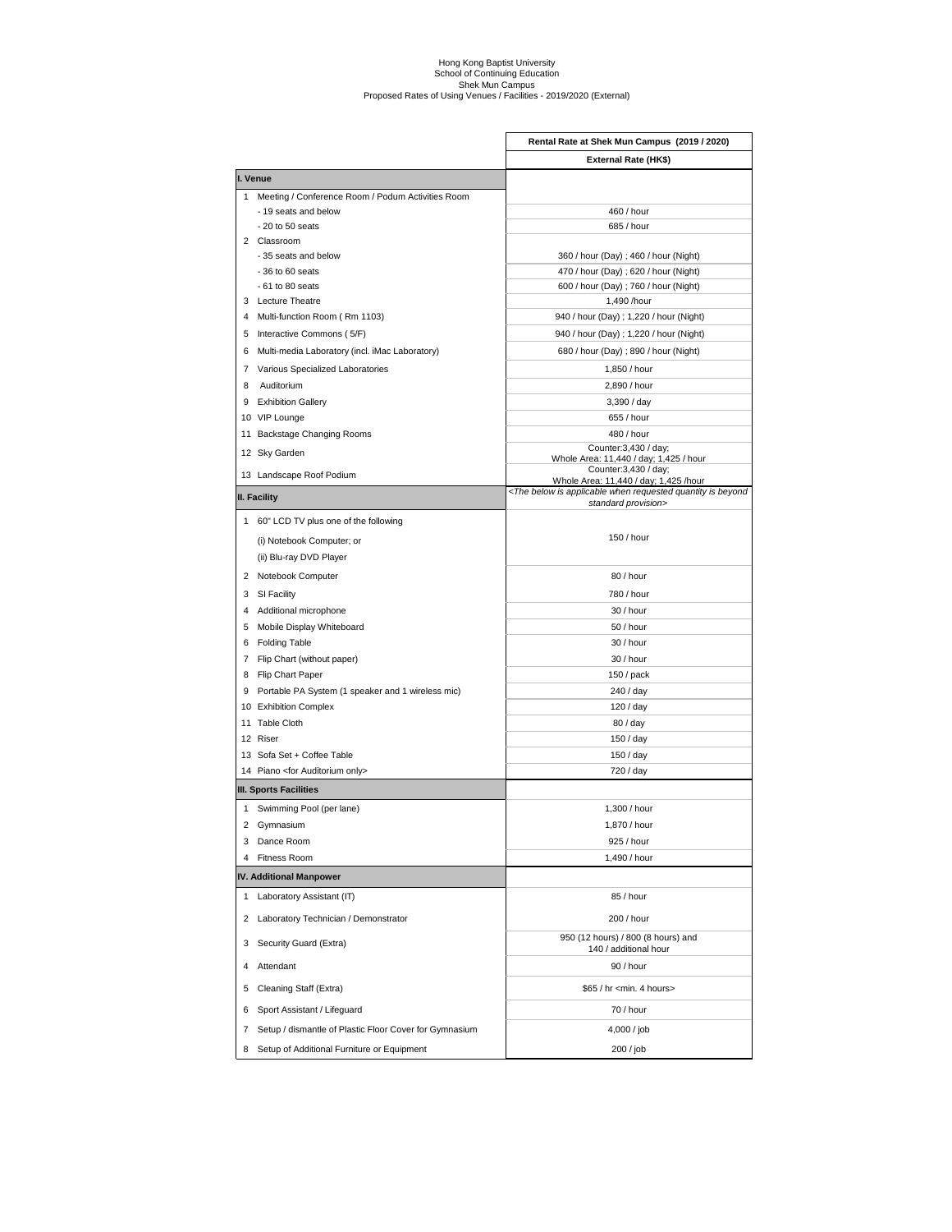Hong Kong Baptist University
School of Continuing Education
Shek Mun Campus
Proposed Rates of Using Venues / Facilities - 2019/2020 (External)

| | Rental Rate at Shek Mun Campus (2019 / 2020) |
|---|---|
| | **External Rate (HK$)** |
| **I. Venue** | |
| 1 Meeting / Conference Room / Podium Activities Room | |
| - 19 seats and below | 460 / hour |
| - 20 to 50 seats | 685 / hour |
| 2 Classroom | |
| - 35 seats and below | 360 / hour (Day) ; 460 / hour (Night) |
| - 36 to 60 seats | 470 / hour (Day) ; 620 / hour (Night) |
| - 61 to 80 seats | 600 / hour (Day) ; 760 / hour (Night) |
| 3 Lecture Theatre | 1,490 /hour |
| 4 Multi-function Room ( Rm 1103) | 940 / hour (Day) ; 1,220 / hour (Night) |
| 5 Interactive Commons ( 5/F) | 940 / hour (Day) ; 1,220 / hour (Night) |
| 6 Multi-media Laboratory (incl. iMac Laboratory) | 680 / hour (Day) ; 890 / hour (Night) |
| 7 Various Specialized Laboratories | 1,850 / hour |
| 8 Auditorium | 2,890 / hour |
| 9 Exhibition Gallery | 3,390 / day |
| 10 VIP Lounge | 655 / hour |
| 11 Backstage Changing Rooms | 480 / hour |
| 12 Sky Garden | Counter:3,430 / day; Whole Area: 11,440 / day; 1,425 / hour |
| 13 Landscape Roof Podium | Counter:3,430 / day; Whole Area: 11,440 / day; 1,425 /hour |
| **II. Facility** | *<The below is applicable when requested quantity is beyond standard provision>* |
| 1 60" LCD TV plus one of the following (i) Notebook Computer; or (ii) Blu-ray DVD Player | 150 / hour |
| 2 Notebook Computer | 80 / hour |
| 3 SI Facility | 780 / hour |
| 4 Additional microphone | 30 / hour |
| 5 Mobile Display Whiteboard | 50 / hour |
| 6 Folding Table | 30 / hour |
| 7 Flip Chart (without paper) | 30 / hour |
| 8 Flip Chart Paper | 150 / pack |
| 9 Portable PA System (1 speaker and 1 wireless mic) | 240 / day |
| 10 Exhibition Complex | 120 / day |
| 11 Table Cloth | 80 / day |
| 12 Riser | 150 / day |
| 13 Sofa Set + Coffee Table | 150 / day |
| 14 Piano <for Auditorium only> | 720 / day |
| **III. Sports Facilities** | |
| 1 Swimming Pool (per lane) | 1,300 / hour |
| 2 Gymnasium | 1,870 / hour |
| 3 Dance Room | 925 / hour |
| 4 Fitness Room | 1,490 / hour |
| **IV. Additional Manpower** | |
| 1 Laboratory Assistant (IT) | 85 / hour |
| 2 Laboratory Technician / Demonstrator | 200 / hour |
| 3 Security Guard (Extra) | 950 (12 hours) / 800 (8 hours) and 140 / additional hour |
| 4 Attendant | 90 / hour |
| 5 Cleaning Staff (Extra) | $65 / hr <min. 4 hours> |
| 6 Sport Assistant / Lifeguard | 70 / hour |
| 7 Setup / dismantle of Plastic Floor Cover for Gymnasium | 4,000 / job |
| 8 Setup of Additional Furniture or Equipment | 200 / job |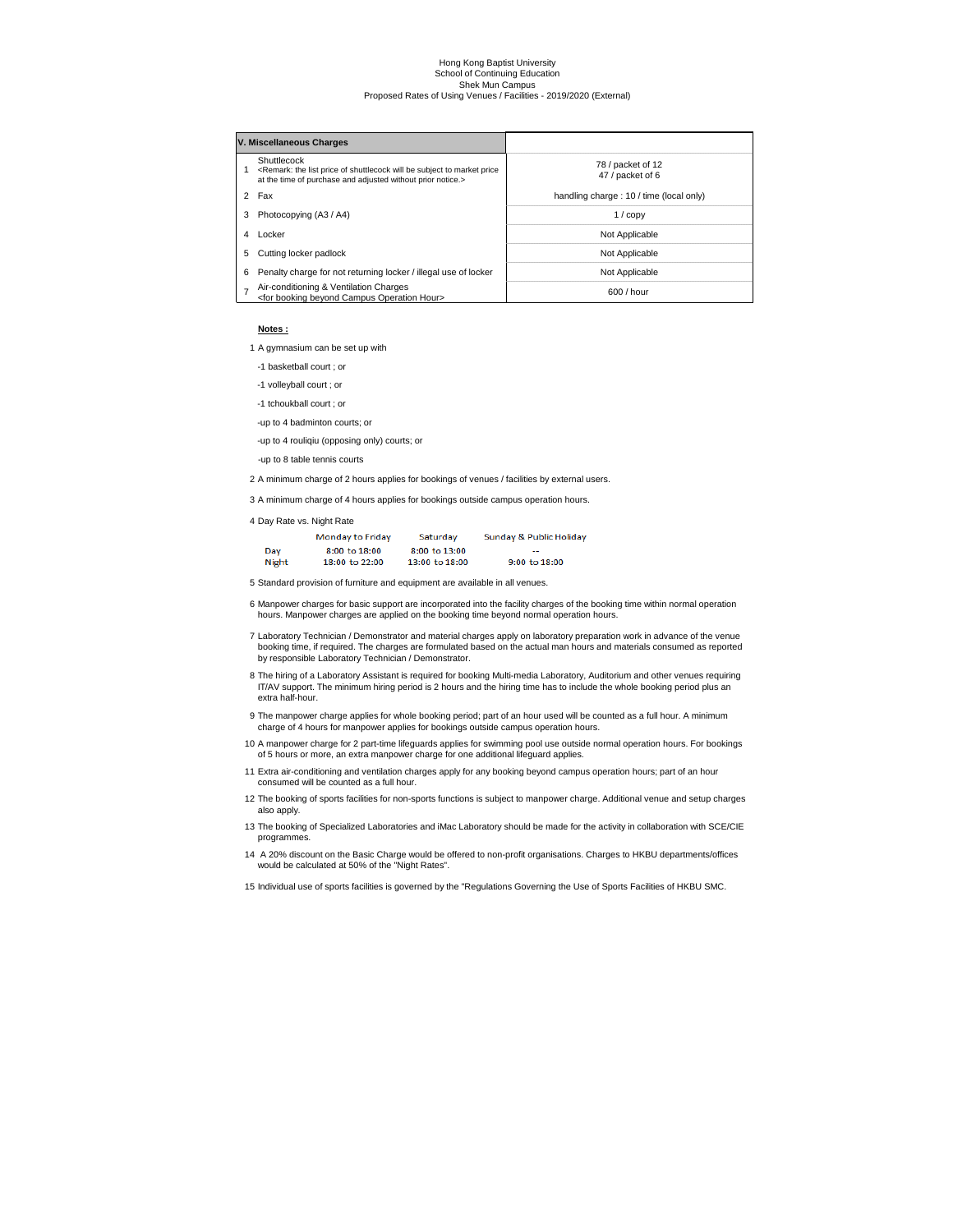Hong Kong Baptist University
School of Continuing Education
Shek Mun Campus
Proposed Rates of Using Venues / Facilities - 2019/2020 (External)

| **V. Miscellaneous Charges** | | |
|---|---|---|
| 1 | Shuttlecock<br><Remark: the list price of shuttlecock will be subject to market price at the time of purchase and adjusted without prior notice.> | 78 / packet of 12<br>47 / packet of 6 |
| 2 | Fax | handling charge : 10 / time (local only) |
| 3 | Photocopying (A3 / A4) | 1 / copy |
| 4 | Locker | Not Applicable |
| 5 | Cutting locker padlock | Not Applicable |
| 6 | Penalty charge for not returning locker / illegal use of locker | Not Applicable |
| 7 | Air-conditioning & Ventilation Charges<br><for booking beyond Campus Operation Hour> | 600 / hour |

**Notes :**

1 A gymnasium can be set up with

-1 basketball court ; or

-1 volleyball court ; or

-1 tchoukball court ; or

-up to 4 badminton courts; or

-up to 4 rouliqiu (opposing only) courts; or

-up to 8 table tennis courts

2 A minimum charge of 2 hours applies for bookings of venues / facilities by external users.

3 A minimum charge of 4 hours applies for bookings outside campus operation hours.

4 Day Rate vs. Night Rate

| | Monday to Friday | Saturday | Sunday & Public Holiday |
|---|---|---|---|
| Day | 8:00 to 18:00 | 8:00 to 13:00 | -- |
| Night | 18:00 to 22:00 | 13:00 to 18:00 | 9:00 to 18:00 |

5 Standard provision of furniture and equipment are available in all venues.

6 Manpower charges for basic support are incorporated into the facility charges of the booking time within normal operation hours. Manpower charges are applied on the booking time beyond normal operation hours.

7 Laboratory Technician / Demonstrator and material charges apply on laboratory preparation work in advance of the venue booking time, if required. The charges are formulated based on the actual man hours and materials consumed as reported by responsible Laboratory Technician / Demonstrator.

8 The hiring of a Laboratory Assistant is required for booking Multi-media Laboratory, Auditorium and other venues requiring IT/AV support. The minimum hiring period is 2 hours and the hiring time has to include the whole booking period plus an extra half-hour.

9 The manpower charge applies for whole booking period; part of an hour used will be counted as a full hour. A minimum charge of 4 hours for manpower applies for bookings outside campus operation hours.

10 A manpower charge for 2 part-time lifeguards applies for swimming pool use outside normal operation hours. For bookings of 5 hours or more, an extra manpower charge for one additional lifeguard applies.

11 Extra air-conditioning and ventilation charges apply for any booking beyond campus operation hours; part of an hour consumed will be counted as a full hour.

12 The booking of sports facilities for non-sports functions is subject to manpower charge. Additional venue and setup charges also apply.

13 The booking of Specialized Laboratories and iMac Laboratory should be made for the activity in collaboration with SCE/CIE programmes.

14 A 20% discount on the Basic Charge would be offered to non-profit organisations. Charges to HKBU departments/offices would be calculated at 50% of the "Night Rates".

15 Individual use of sports facilities is governed by the "Regulations Governing the Use of Sports Facilities of HKBU SMC.